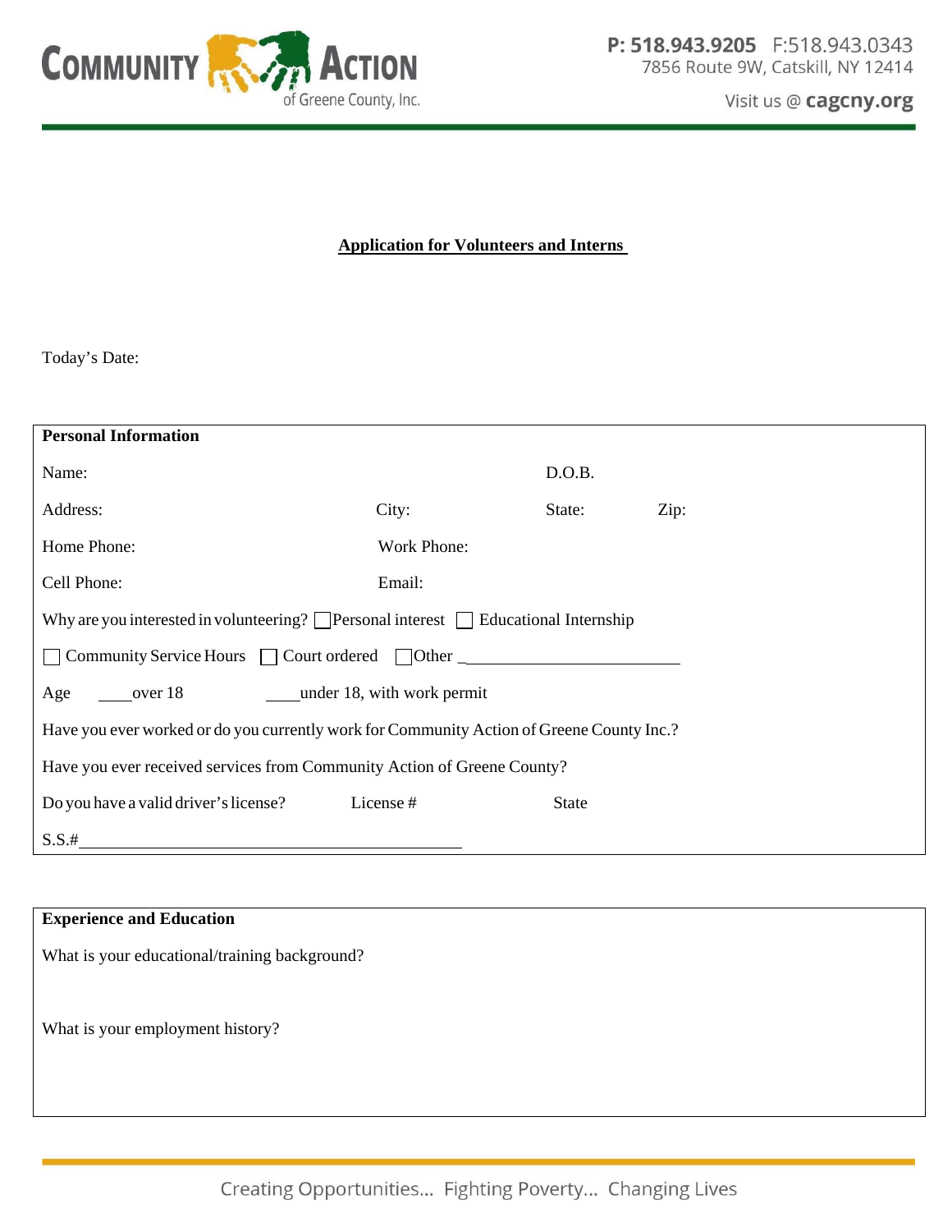**COMMUNITY ACTION** of Greene County, Inc.

**P: 518.943.9205** F:518.943.0343
7856 Route 9W, Catskill, NY 12414

Visit us @ **cagcny.org**

## Application for Volunteers and Interns

Today's Date:

**Personal Information**

Name: D.O.B.

Address: City: State: Zip:

Home Phone: Work Phone:

Cell Phone: Email:

Why are you interested in volunteering? ☐ Personal interest ☐ Educational Internship

☐ Community Service Hours ☐ Court ordered ☐ Other ________________________

Age ____over 18 ____under 18, with work permit

Have you ever worked or do you currently work for Community Action of Greene County Inc.?

Have you ever received services from Community Action of Greene County?

Do you have a valid driver's license? License # State

S.S.#________________________________________

**Experience and Education**

What is your educational/training background?

What is your employment history?

Creating Opportunities… Fighting Poverty… Changing Lives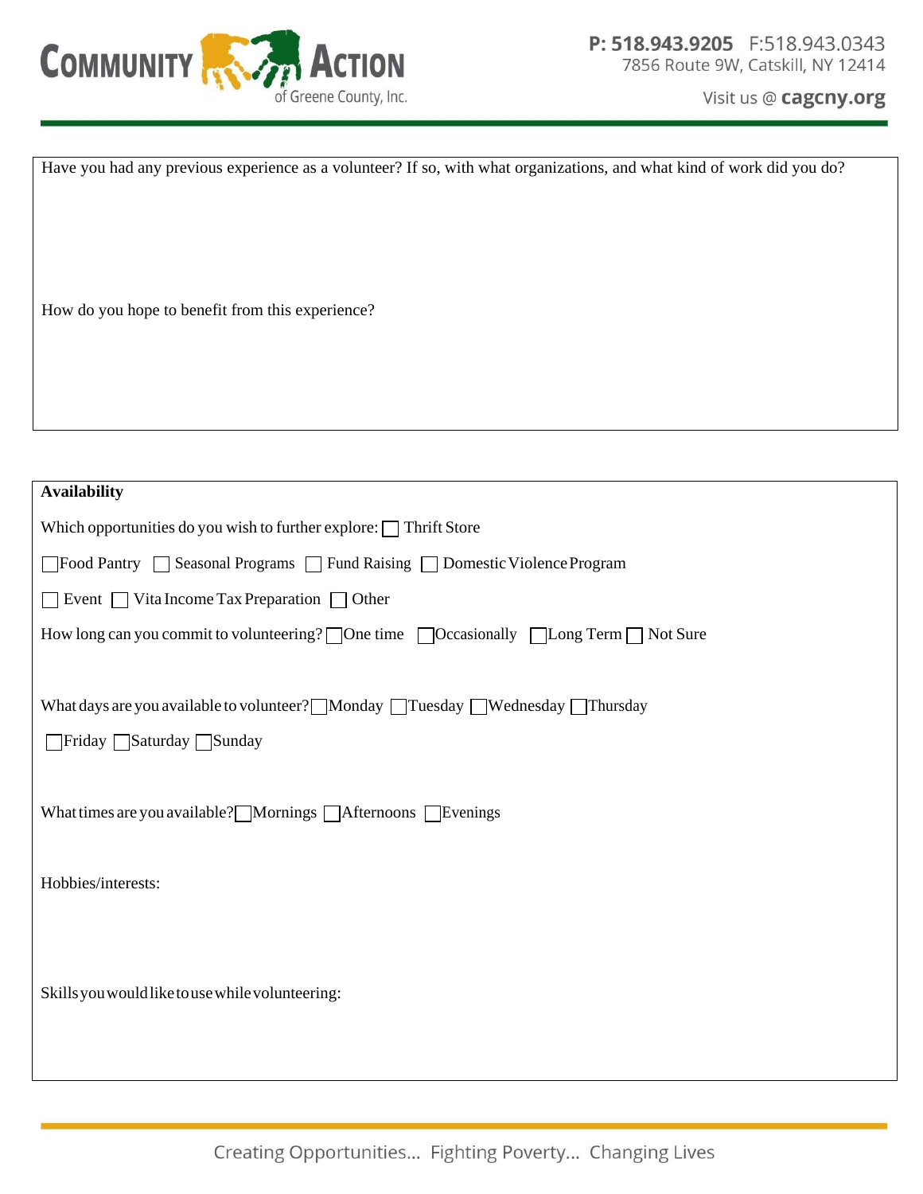Have you had any previous experience as a volunteer? If so, with what organizations, and what kind of work did you do?

How do you hope to benefit from this experience?

**Availability**

Which opportunities do you wish to further explore: ☐ Thrift Store

☐ Food Pantry ☐ Seasonal Programs ☐ Fund Raising ☐ Domestic Violence Program

☐ Event ☐ Vita Income Tax Preparation ☐ Other

How long can you commit to volunteering? ☐ One time ☐ Occasionally ☐ Long Term ☐ Not Sure

What days are you available to volunteer? ☐ Monday ☐ Tuesday ☐ Wednesday ☐ Thursday

☐ Friday ☐ Saturday ☐ Sunday

What times are you available? ☐ Mornings ☐ Afternoons ☐ Evenings

Hobbies/interests:

Skills you would like to use while volunteering: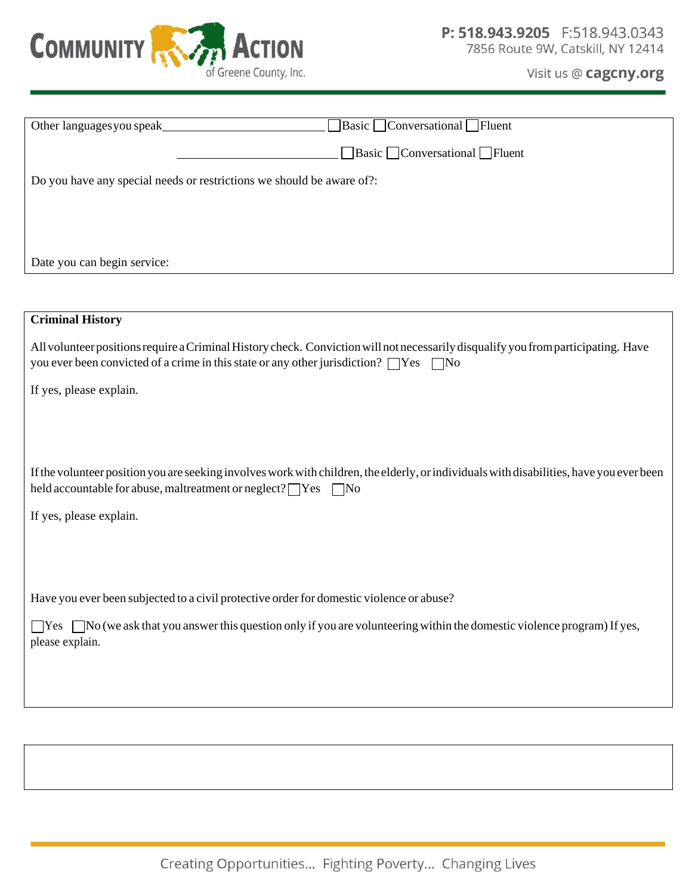Other languages you speak______________________ ☐Basic ☐Conversational ☐Fluent

______________________ ☐Basic ☐Conversational ☐Fluent

Do you have any special needs or restrictions we should be aware of?:

Date you can begin service:

**Criminal History**

All volunteer positions require a Criminal History check. Conviction will not necessarily disqualify you from participating. Have you ever been convicted of a crime in this state or any other jurisdiction? ☐Yes ☐No

If yes, please explain.

If the volunteer position you are seeking involves work with children, the elderly, or individuals with disabilities, have you ever been held accountable for abuse, maltreatment or neglect? ☐Yes ☐No

If yes, please explain.

Have you ever been subjected to a civil protective order for domestic violence or abuse?

☐Yes ☐No (we ask that you answer this question only if you are volunteering within the domestic violence program) If yes, please explain.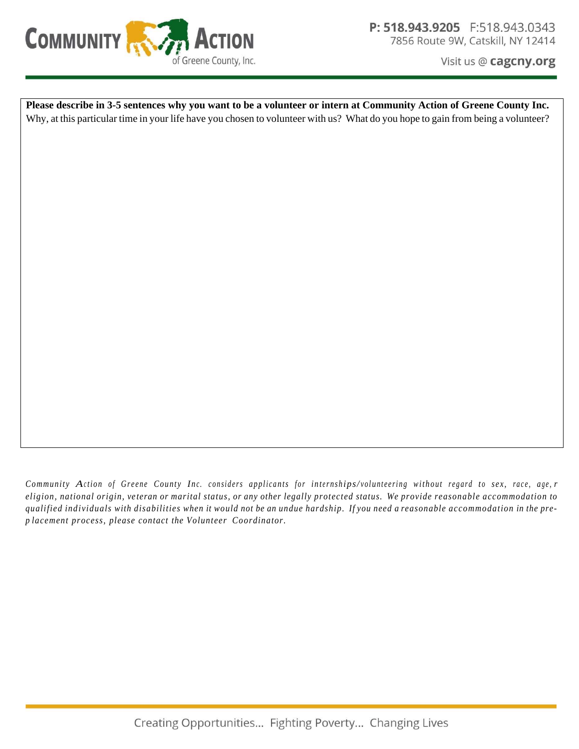**Please describe in 3-5 sentences why you want to be a volunteer or intern at Community Action of Greene County Inc.**
Why, at this particular time in your life have you chosen to volunteer with us? What do you hope to gain from being a volunteer?

*Community Action of Greene County Inc. considers applicants for internships/volunteering without regard to sex, race, age, religion, national origin, veteran or marital status, or any other legally protected status. We provide reasonable accommodation to qualified individuals with disabilities when it would not be an undue hardship. If you need a reasonable accommodation in the pre-placement process, please contact the Volunteer Coordinator.*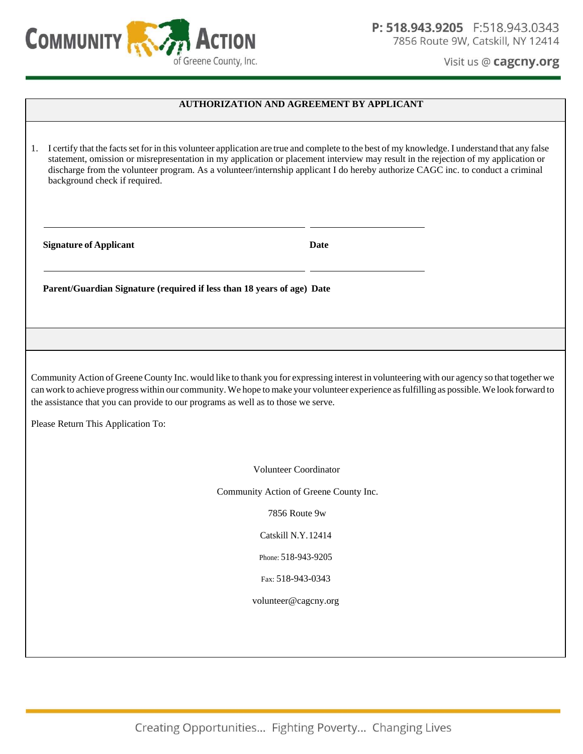## AUTHORIZATION AND AGREEMENT BY APPLICANT

1. I certify that the facts set for in this volunteer application are true and complete to the best of my knowledge. I understand that any false statement, omission or misrepresentation in my application or placement interview may result in the rejection of my application or discharge from the volunteer program. As a volunteer/internship applicant I do hereby authorize CAGC inc. to conduct a criminal background check if required.

______________________________ ______________

**Signature of Applicant** **Date**

______________________________ ______________

**Parent/Guardian Signature (required if less than 18 years of age) Date**

Community Action of Greene County Inc. would like to thank you for expressing interest in volunteering with our agency so that together we can work to achieve progress within our community. We hope to make your volunteer experience as fulfilling as possible. We look forward to the assistance that you can provide to our programs as well as to those we serve.

Please Return This Application To:

Volunteer Coordinator

Community Action of Greene County Inc.

7856 Route 9w

Catskill N.Y. 12414

Phone: 518-943-9205

Fax: 518-943-0343

volunteer@cagcny.org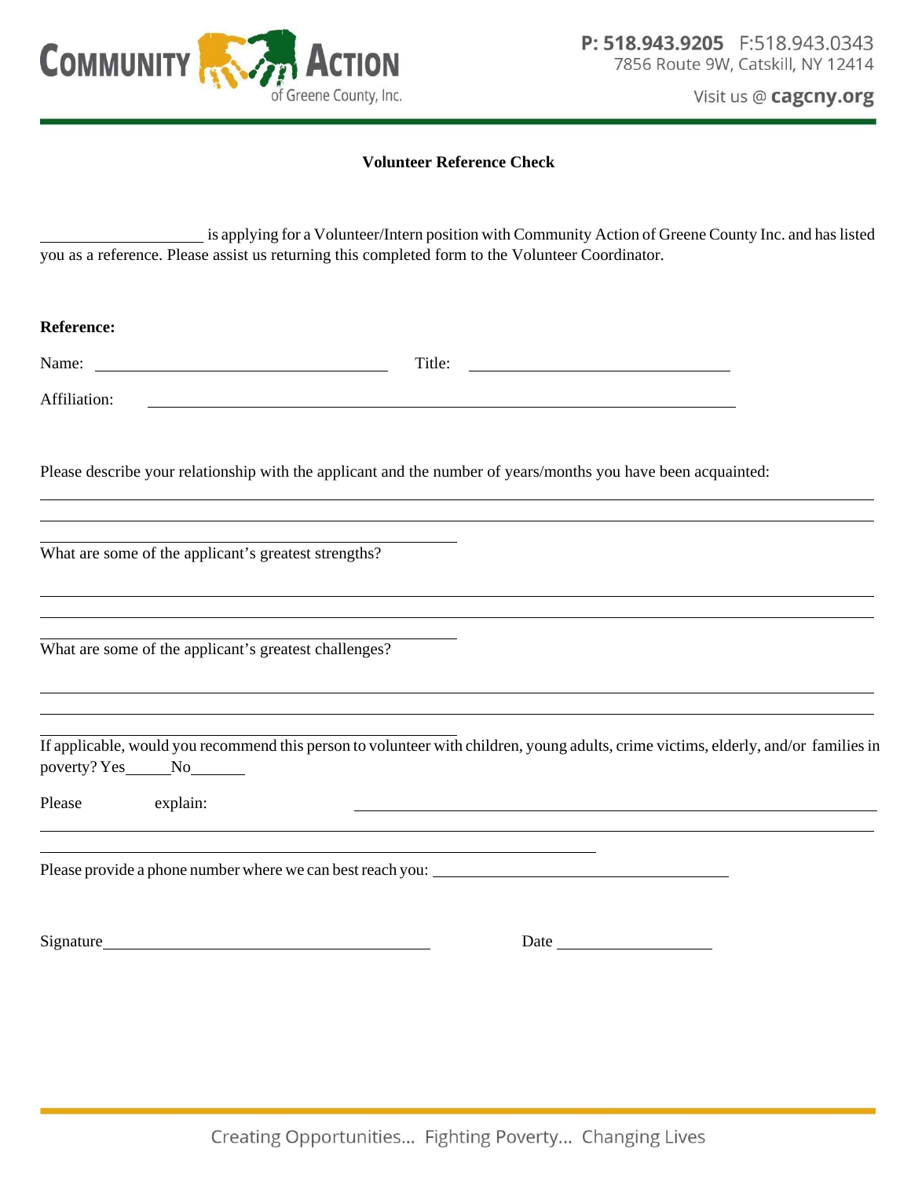COMMUNITY ACTION of Greene County, Inc.

P: 518.943.9205 F:518.943.0343
7856 Route 9W, Catskill, NY 12414
Visit us @ cagcny.org

**Volunteer Reference Check**

____________________ is applying for a Volunteer/Intern position with Community Action of Greene County Inc. and has listed you as a reference. Please assist us returning this completed form to the Volunteer Coordinator.

**Reference:**

Name: ______________________________ Title: ______________________________

Affiliation: ______________________________________________________________

Please describe your relationship with the applicant and the number of years/months you have been acquainted:

______________________________________________________________

______________________________________________________________

______________________________

What are some of the applicant's greatest strengths?

______________________________________________________________

______________________________________________________________

______________________________

What are some of the applicant's greatest challenges?

______________________________________________________________

______________________________________________________________

______________________________

If applicable, would you recommend this person to volunteer with children, young adults, crime victims, elderly, and/or families in poverty? Yes______ No_______

Please explain: ______________________________________________

______________________________________________________________

______________________________________________

Please provide a phone number where we can best reach you: ______________________________

Signature______________________________ Date ________________

Creating Opportunities... Fighting Poverty... Changing Lives